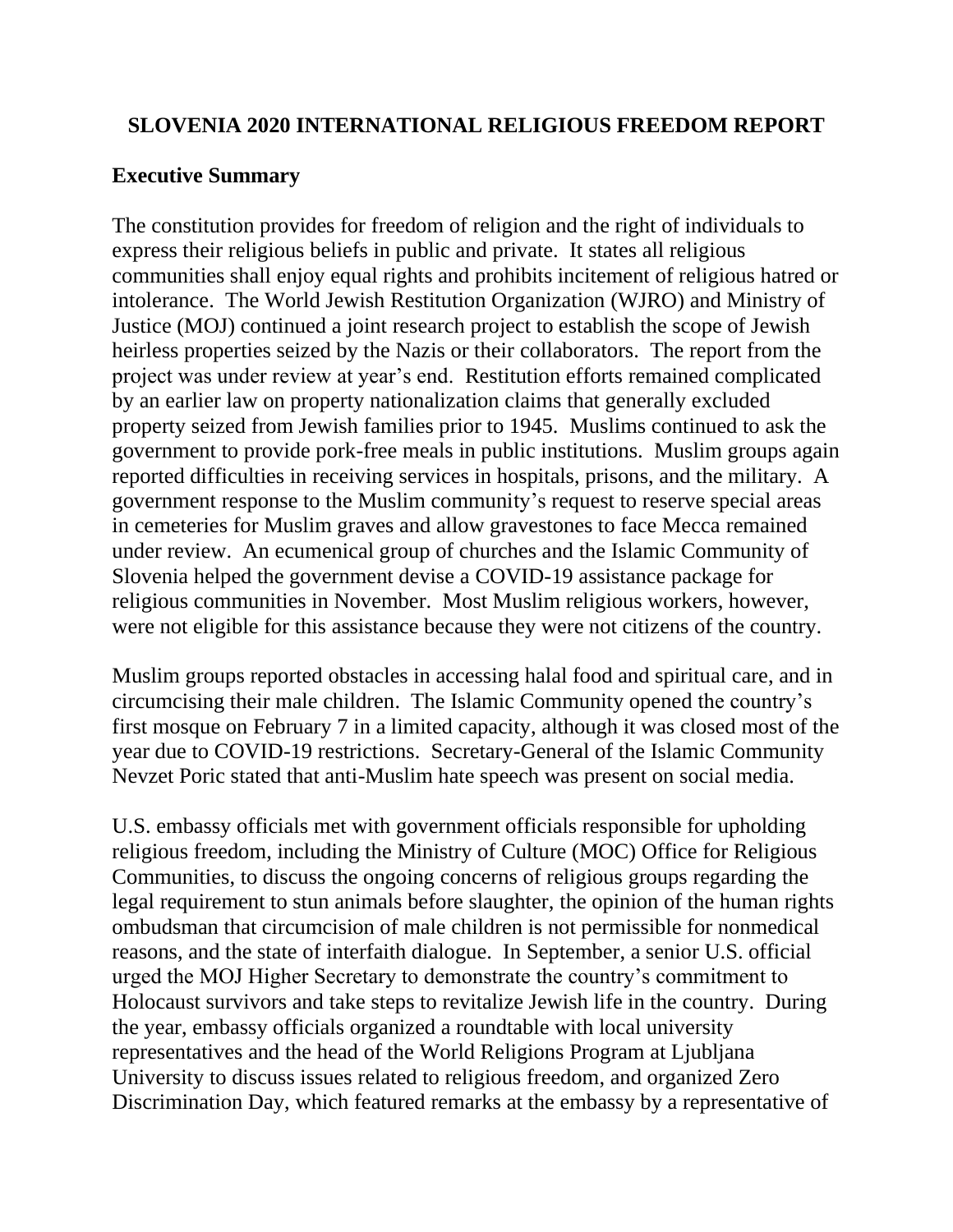# SLOVENIA 2020 INTERNATIONAL RELIGIOUS FREEDOM REPORT

## Executive Summary

The constitution provides for freedom of religion and the right of individuals to express their religious beliefs in public and private. It states all religious communities shall enjoy equal rights and prohibits incitement of religious hatred or intolerance. The World Jewish Restitution Organization (WJRO) and Ministry of Justice (MOJ) continued a joint research project to establish the scope of Jewish heirless properties seized by the Nazis or their collaborators. The report from the project was under review at year's end. Restitution efforts remained complicated by an earlier law on property nationalization claims that generally excluded property seized from Jewish families prior to 1945. Muslims continued to ask the government to provide pork-free meals in public institutions. Muslim groups again reported difficulties in receiving services in hospitals, prisons, and the military. A government response to the Muslim community's request to reserve special areas in cemeteries for Muslim graves and allow gravestones to face Mecca remained under review. An ecumenical group of churches and the Islamic Community of Slovenia helped the government devise a COVID-19 assistance package for religious communities in November. Most Muslim religious workers, however, were not eligible for this assistance because they were not citizens of the country.

Muslim groups reported obstacles in accessing halal food and spiritual care, and in circumcising their male children. The Islamic Community opened the country's first mosque on February 7 in a limited capacity, although it was closed most of the year due to COVID-19 restrictions. Secretary-General of the Islamic Community Nevzet Poric stated that anti-Muslim hate speech was present on social media.

U.S. embassy officials met with government officials responsible for upholding religious freedom, including the Ministry of Culture (MOC) Office for Religious Communities, to discuss the ongoing concerns of religious groups regarding the legal requirement to stun animals before slaughter, the opinion of the human rights ombudsman that circumcision of male children is not permissible for nonmedical reasons, and the state of interfaith dialogue. In September, a senior U.S. official urged the MOJ Higher Secretary to demonstrate the country's commitment to Holocaust survivors and take steps to revitalize Jewish life in the country. During the year, embassy officials organized a roundtable with local university representatives and the head of the World Religions Program at Ljubljana University to discuss issues related to religious freedom, and organized Zero Discrimination Day, which featured remarks at the embassy by a representative of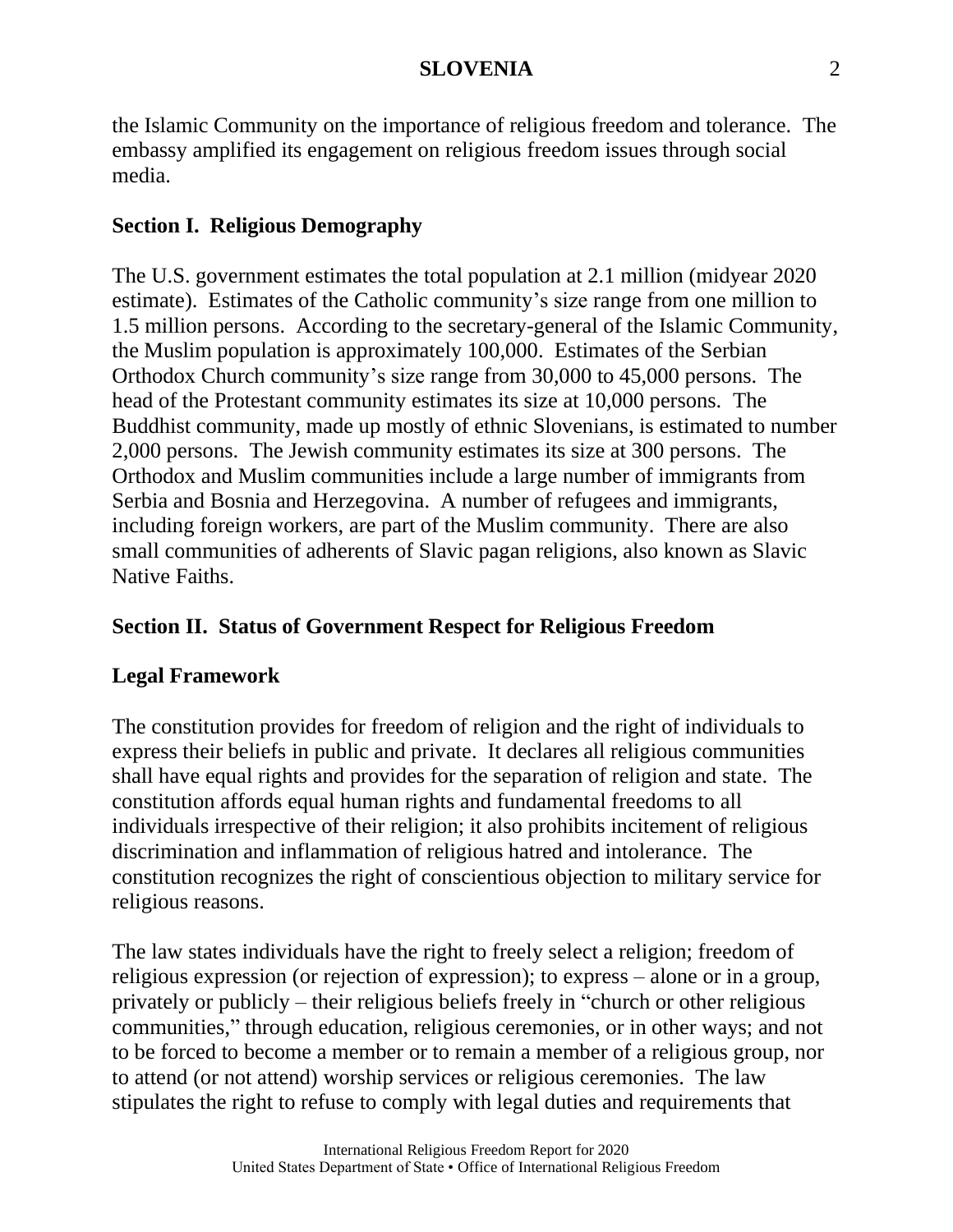the Islamic Community on the importance of religious freedom and tolerance. The embassy amplified its engagement on religious freedom issues through social media.

## Section I. Religious Demography

The U.S. government estimates the total population at 2.1 million (midyear 2020 estimate). Estimates of the Catholic community's size range from one million to 1.5 million persons. According to the secretary-general of the Islamic Community, the Muslim population is approximately 100,000. Estimates of the Serbian Orthodox Church community's size range from 30,000 to 45,000 persons. The head of the Protestant community estimates its size at 10,000 persons. The Buddhist community, made up mostly of ethnic Slovenians, is estimated to number 2,000 persons. The Jewish community estimates its size at 300 persons. The Orthodox and Muslim communities include a large number of immigrants from Serbia and Bosnia and Herzegovina. A number of refugees and immigrants, including foreign workers, are part of the Muslim community. There are also small communities of adherents of Slavic pagan religions, also known as Slavic Native Faiths.

## Section II. Status of Government Respect for Religious Freedom

### Legal Framework

The constitution provides for freedom of religion and the right of individuals to express their beliefs in public and private. It declares all religious communities shall have equal rights and provides for the separation of religion and state. The constitution affords equal human rights and fundamental freedoms to all individuals irrespective of their religion; it also prohibits incitement of religious discrimination and inflammation of religious hatred and intolerance. The constitution recognizes the right of conscientious objection to military service for religious reasons.

The law states individuals have the right to freely select a religion; freedom of religious expression (or rejection of expression); to express – alone or in a group, privately or publicly – their religious beliefs freely in "church or other religious communities," through education, religious ceremonies, or in other ways; and not to be forced to become a member or to remain a member of a religious group, nor to attend (or not attend) worship services or religious ceremonies. The law stipulates the right to refuse to comply with legal duties and requirements that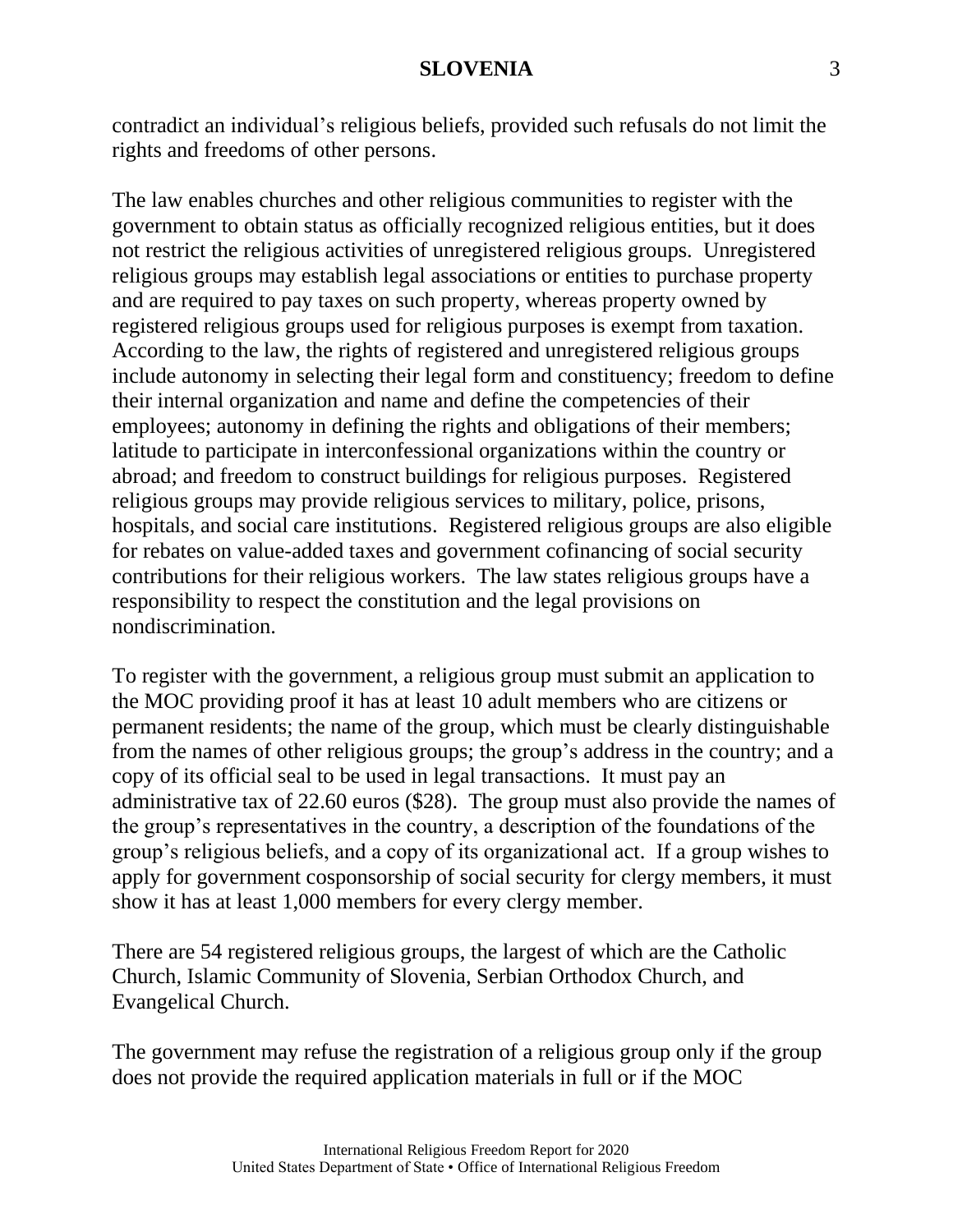contradict an individual's religious beliefs, provided such refusals do not limit the rights and freedoms of other persons.

The law enables churches and other religious communities to register with the government to obtain status as officially recognized religious entities, but it does not restrict the religious activities of unregistered religious groups. Unregistered religious groups may establish legal associations or entities to purchase property and are required to pay taxes on such property, whereas property owned by registered religious groups used for religious purposes is exempt from taxation. According to the law, the rights of registered and unregistered religious groups include autonomy in selecting their legal form and constituency; freedom to define their internal organization and name and define the competencies of their employees; autonomy in defining the rights and obligations of their members; latitude to participate in interconfessional organizations within the country or abroad; and freedom to construct buildings for religious purposes. Registered religious groups may provide religious services to military, police, prisons, hospitals, and social care institutions. Registered religious groups are also eligible for rebates on value-added taxes and government cofinancing of social security contributions for their religious workers. The law states religious groups have a responsibility to respect the constitution and the legal provisions on nondiscrimination.

To register with the government, a religious group must submit an application to the MOC providing proof it has at least 10 adult members who are citizens or permanent residents; the name of the group, which must be clearly distinguishable from the names of other religious groups; the group's address in the country; and a copy of its official seal to be used in legal transactions. It must pay an administrative tax of 22.60 euros ($28). The group must also provide the names of the group's representatives in the country, a description of the foundations of the group's religious beliefs, and a copy of its organizational act. If a group wishes to apply for government cosponsorship of social security for clergy members, it must show it has at least 1,000 members for every clergy member.

There are 54 registered religious groups, the largest of which are the Catholic Church, Islamic Community of Slovenia, Serbian Orthodox Church, and Evangelical Church.

The government may refuse the registration of a religious group only if the group does not provide the required application materials in full or if the MOC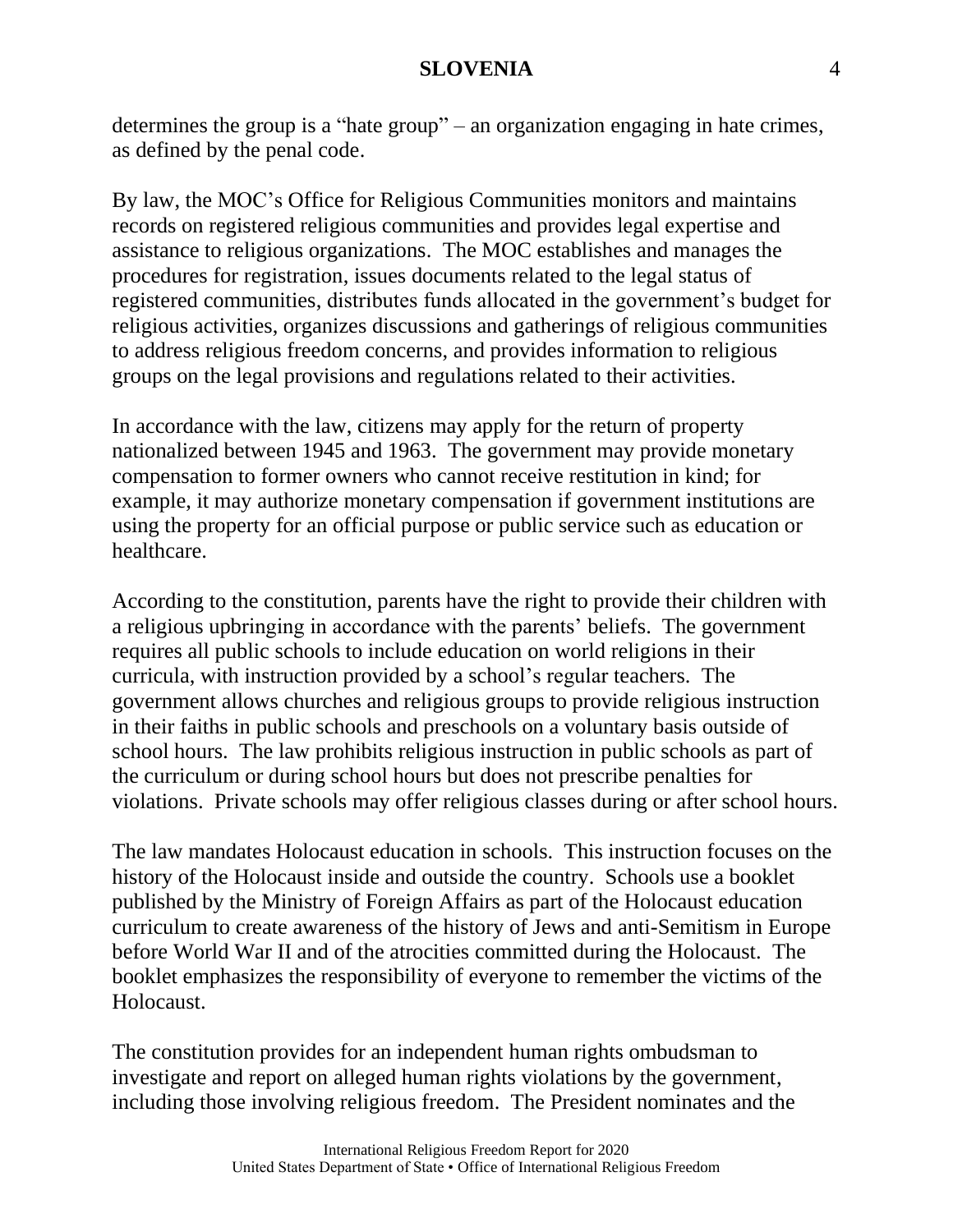determines the group is a "hate group" – an organization engaging in hate crimes, as defined by the penal code.

By law, the MOC's Office for Religious Communities monitors and maintains records on registered religious communities and provides legal expertise and assistance to religious organizations. The MOC establishes and manages the procedures for registration, issues documents related to the legal status of registered communities, distributes funds allocated in the government's budget for religious activities, organizes discussions and gatherings of religious communities to address religious freedom concerns, and provides information to religious groups on the legal provisions and regulations related to their activities.

In accordance with the law, citizens may apply for the return of property nationalized between 1945 and 1963. The government may provide monetary compensation to former owners who cannot receive restitution in kind; for example, it may authorize monetary compensation if government institutions are using the property for an official purpose or public service such as education or healthcare.

According to the constitution, parents have the right to provide their children with a religious upbringing in accordance with the parents' beliefs. The government requires all public schools to include education on world religions in their curricula, with instruction provided by a school's regular teachers. The government allows churches and religious groups to provide religious instruction in their faiths in public schools and preschools on a voluntary basis outside of school hours. The law prohibits religious instruction in public schools as part of the curriculum or during school hours but does not prescribe penalties for violations. Private schools may offer religious classes during or after school hours.

The law mandates Holocaust education in schools. This instruction focuses on the history of the Holocaust inside and outside the country. Schools use a booklet published by the Ministry of Foreign Affairs as part of the Holocaust education curriculum to create awareness of the history of Jews and anti-Semitism in Europe before World War II and of the atrocities committed during the Holocaust. The booklet emphasizes the responsibility of everyone to remember the victims of the Holocaust.

The constitution provides for an independent human rights ombudsman to investigate and report on alleged human rights violations by the government, including those involving religious freedom. The President nominates and the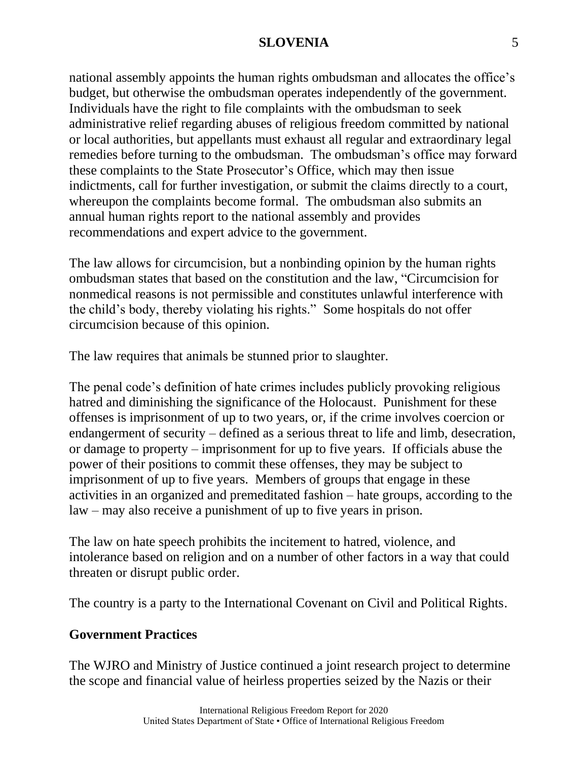national assembly appoints the human rights ombudsman and allocates the office's budget, but otherwise the ombudsman operates independently of the government. Individuals have the right to file complaints with the ombudsman to seek administrative relief regarding abuses of religious freedom committed by national or local authorities, but appellants must exhaust all regular and extraordinary legal remedies before turning to the ombudsman. The ombudsman's office may forward these complaints to the State Prosecutor's Office, which may then issue indictments, call for further investigation, or submit the claims directly to a court, whereupon the complaints become formal. The ombudsman also submits an annual human rights report to the national assembly and provides recommendations and expert advice to the government.

The law allows for circumcision, but a nonbinding opinion by the human rights ombudsman states that based on the constitution and the law, "Circumcision for nonmedical reasons is not permissible and constitutes unlawful interference with the child's body, thereby violating his rights." Some hospitals do not offer circumcision because of this opinion.

The law requires that animals be stunned prior to slaughter.

The penal code's definition of hate crimes includes publicly provoking religious hatred and diminishing the significance of the Holocaust. Punishment for these offenses is imprisonment of up to two years, or, if the crime involves coercion or endangerment of security – defined as a serious threat to life and limb, desecration, or damage to property – imprisonment for up to five years. If officials abuse the power of their positions to commit these offenses, they may be subject to imprisonment of up to five years. Members of groups that engage in these activities in an organized and premeditated fashion – hate groups, according to the law – may also receive a punishment of up to five years in prison.

The law on hate speech prohibits the incitement to hatred, violence, and intolerance based on religion and on a number of other factors in a way that could threaten or disrupt public order.

The country is a party to the International Covenant on Civil and Political Rights.

**Government Practices**

The WJRO and Ministry of Justice continued a joint research project to determine the scope and financial value of heirless properties seized by the Nazis or their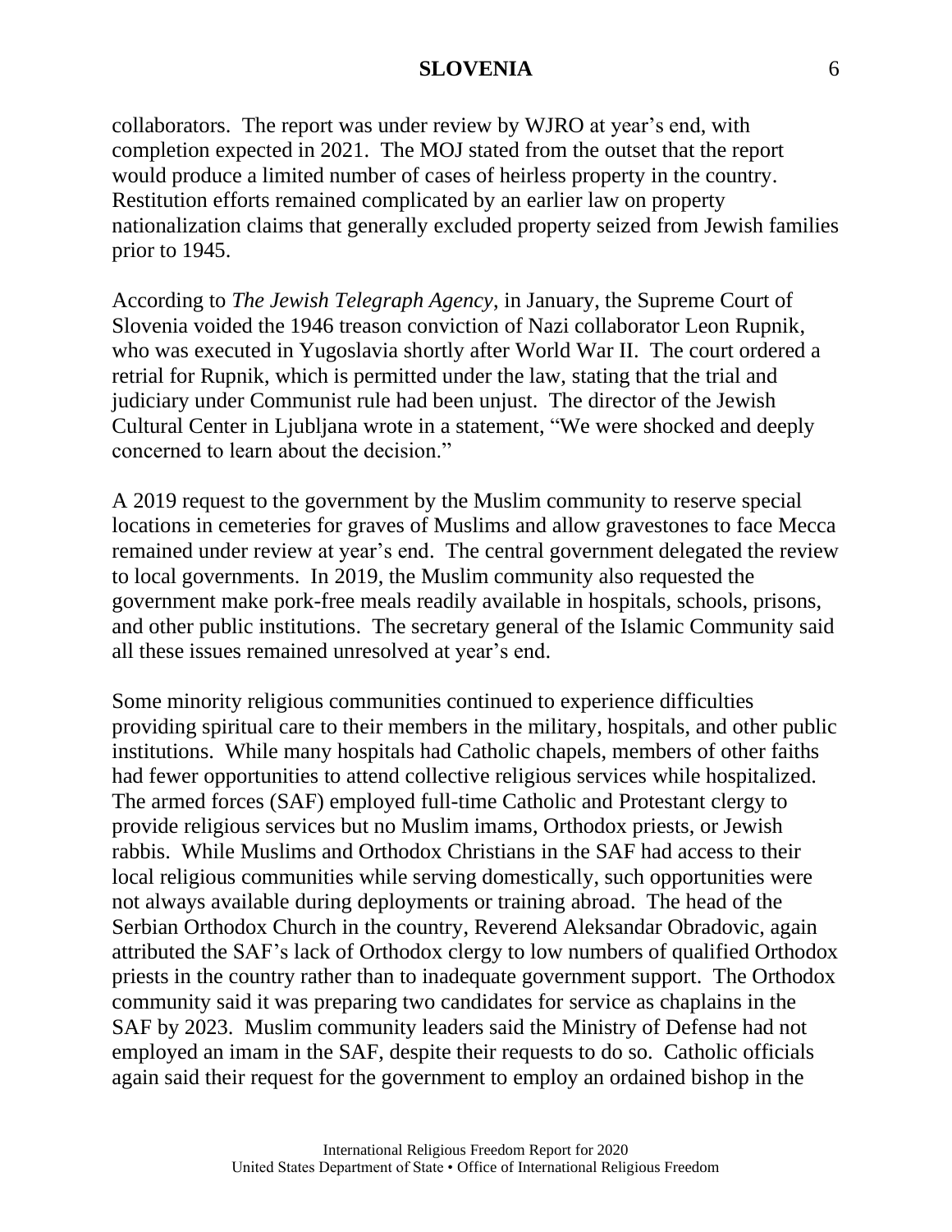collaborators. The report was under review by WJRO at year's end, with completion expected in 2021. The MOJ stated from the outset that the report would produce a limited number of cases of heirless property in the country. Restitution efforts remained complicated by an earlier law on property nationalization claims that generally excluded property seized from Jewish families prior to 1945.

According to *The Jewish Telegraph Agency*, in January, the Supreme Court of Slovenia voided the 1946 treason conviction of Nazi collaborator Leon Rupnik, who was executed in Yugoslavia shortly after World War II. The court ordered a retrial for Rupnik, which is permitted under the law, stating that the trial and judiciary under Communist rule had been unjust. The director of the Jewish Cultural Center in Ljubljana wrote in a statement, "We were shocked and deeply concerned to learn about the decision."

A 2019 request to the government by the Muslim community to reserve special locations in cemeteries for graves of Muslims and allow gravestones to face Mecca remained under review at year's end. The central government delegated the review to local governments. In 2019, the Muslim community also requested the government make pork-free meals readily available in hospitals, schools, prisons, and other public institutions. The secretary general of the Islamic Community said all these issues remained unresolved at year's end.

Some minority religious communities continued to experience difficulties providing spiritual care to their members in the military, hospitals, and other public institutions. While many hospitals had Catholic chapels, members of other faiths had fewer opportunities to attend collective religious services while hospitalized. The armed forces (SAF) employed full-time Catholic and Protestant clergy to provide religious services but no Muslim imams, Orthodox priests, or Jewish rabbis. While Muslims and Orthodox Christians in the SAF had access to their local religious communities while serving domestically, such opportunities were not always available during deployments or training abroad. The head of the Serbian Orthodox Church in the country, Reverend Aleksandar Obradovic, again attributed the SAF's lack of Orthodox clergy to low numbers of qualified Orthodox priests in the country rather than to inadequate government support. The Orthodox community said it was preparing two candidates for service as chaplains in the SAF by 2023. Muslim community leaders said the Ministry of Defense had not employed an imam in the SAF, despite their requests to do so. Catholic officials again said their request for the government to employ an ordained bishop in the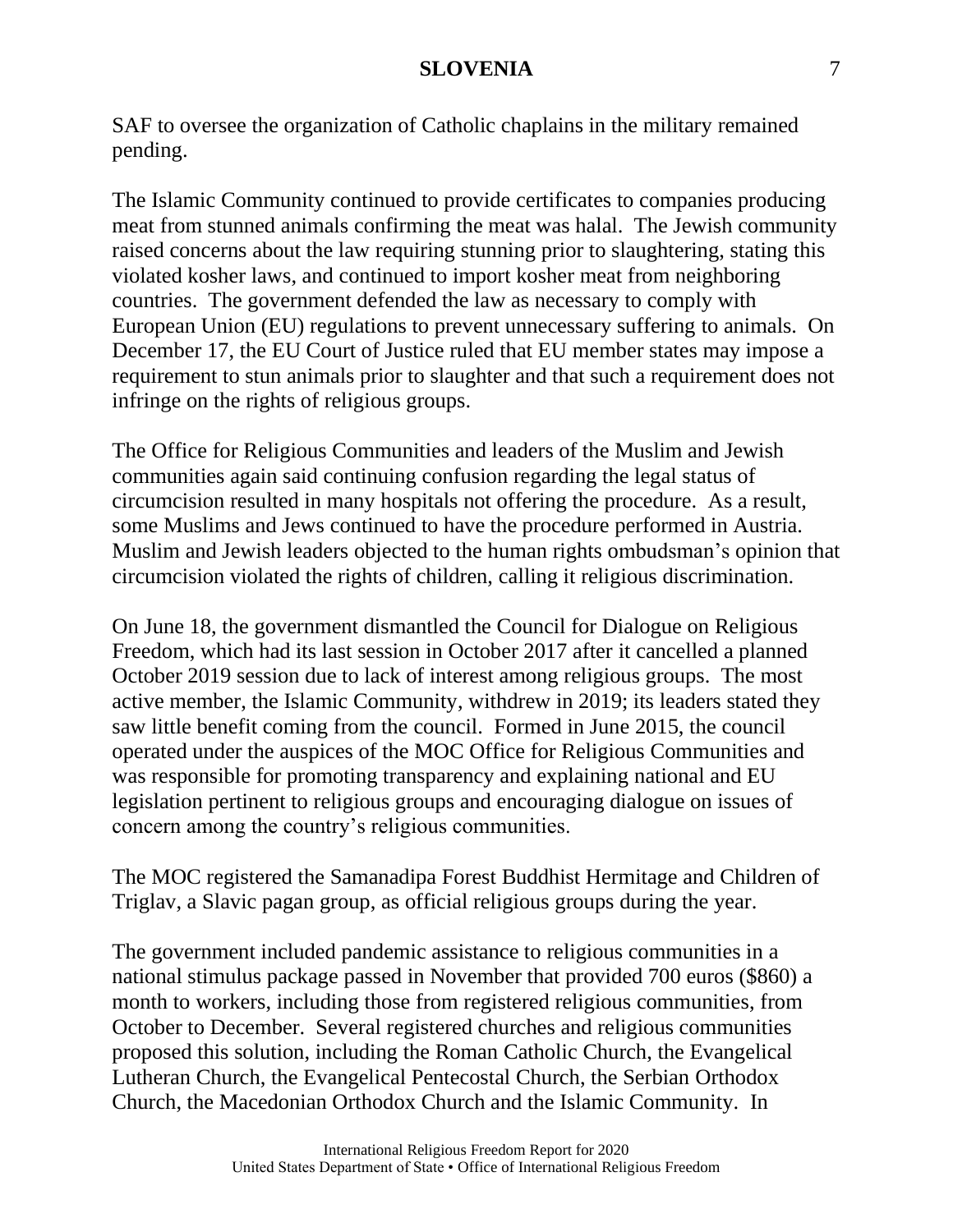SAF to oversee the organization of Catholic chaplains in the military remained pending.

The Islamic Community continued to provide certificates to companies producing meat from stunned animals confirming the meat was halal. The Jewish community raised concerns about the law requiring stunning prior to slaughtering, stating this violated kosher laws, and continued to import kosher meat from neighboring countries. The government defended the law as necessary to comply with European Union (EU) regulations to prevent unnecessary suffering to animals. On December 17, the EU Court of Justice ruled that EU member states may impose a requirement to stun animals prior to slaughter and that such a requirement does not infringe on the rights of religious groups.

The Office for Religious Communities and leaders of the Muslim and Jewish communities again said continuing confusion regarding the legal status of circumcision resulted in many hospitals not offering the procedure. As a result, some Muslims and Jews continued to have the procedure performed in Austria. Muslim and Jewish leaders objected to the human rights ombudsman's opinion that circumcision violated the rights of children, calling it religious discrimination.

On June 18, the government dismantled the Council for Dialogue on Religious Freedom, which had its last session in October 2017 after it cancelled a planned October 2019 session due to lack of interest among religious groups. The most active member, the Islamic Community, withdrew in 2019; its leaders stated they saw little benefit coming from the council. Formed in June 2015, the council operated under the auspices of the MOC Office for Religious Communities and was responsible for promoting transparency and explaining national and EU legislation pertinent to religious groups and encouraging dialogue on issues of concern among the country's religious communities.

The MOC registered the Samanadipa Forest Buddhist Hermitage and Children of Triglav, a Slavic pagan group, as official religious groups during the year.

The government included pandemic assistance to religious communities in a national stimulus package passed in November that provided 700 euros ($860) a month to workers, including those from registered religious communities, from October to December. Several registered churches and religious communities proposed this solution, including the Roman Catholic Church, the Evangelical Lutheran Church, the Evangelical Pentecostal Church, the Serbian Orthodox Church, the Macedonian Orthodox Church and the Islamic Community. In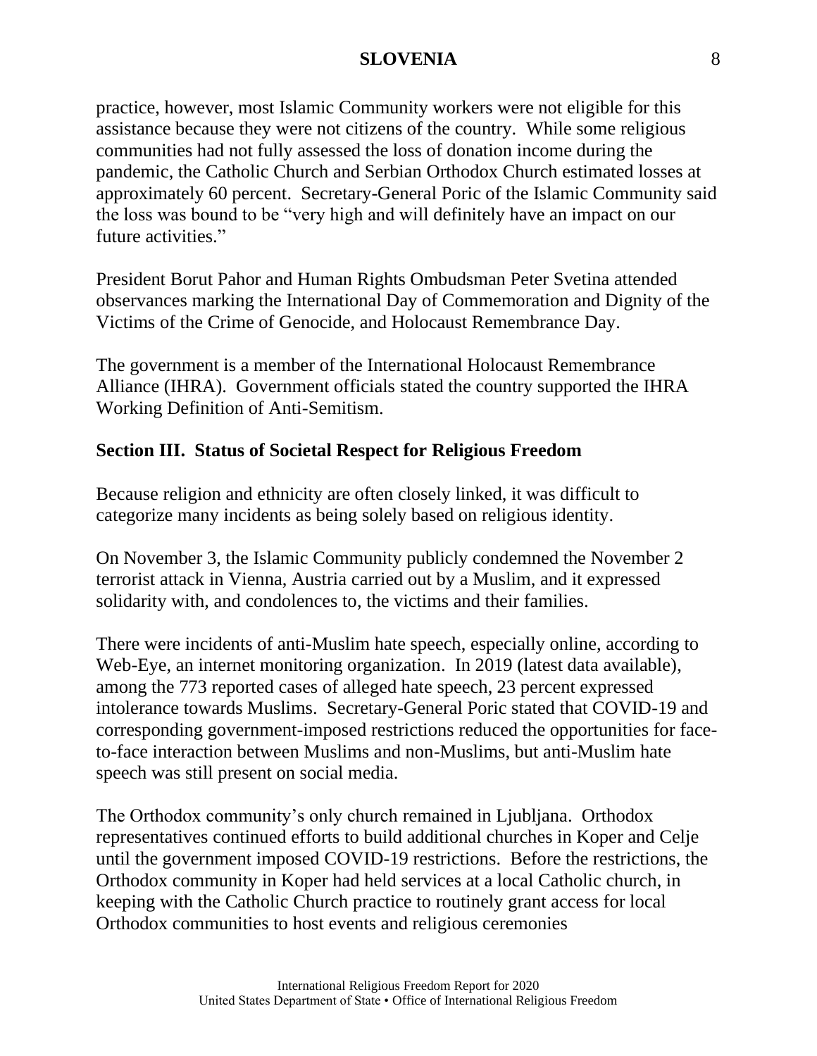practice, however, most Islamic Community workers were not eligible for this assistance because they were not citizens of the country. While some religious communities had not fully assessed the loss of donation income during the pandemic, the Catholic Church and Serbian Orthodox Church estimated losses at approximately 60 percent. Secretary-General Poric of the Islamic Community said the loss was bound to be "very high and will definitely have an impact on our future activities."

President Borut Pahor and Human Rights Ombudsman Peter Svetina attended observances marking the International Day of Commemoration and Dignity of the Victims of the Crime of Genocide, and Holocaust Remembrance Day.

The government is a member of the International Holocaust Remembrance Alliance (IHRA). Government officials stated the country supported the IHRA Working Definition of Anti-Semitism.

## Section III. Status of Societal Respect for Religious Freedom

Because religion and ethnicity are often closely linked, it was difficult to categorize many incidents as being solely based on religious identity.

On November 3, the Islamic Community publicly condemned the November 2 terrorist attack in Vienna, Austria carried out by a Muslim, and it expressed solidarity with, and condolences to, the victims and their families.

There were incidents of anti-Muslim hate speech, especially online, according to Web-Eye, an internet monitoring organization. In 2019 (latest data available), among the 773 reported cases of alleged hate speech, 23 percent expressed intolerance towards Muslims. Secretary-General Poric stated that COVID-19 and corresponding government-imposed restrictions reduced the opportunities for face-to-face interaction between Muslims and non-Muslims, but anti-Muslim hate speech was still present on social media.

The Orthodox community's only church remained in Ljubljana. Orthodox representatives continued efforts to build additional churches in Koper and Celje until the government imposed COVID-19 restrictions. Before the restrictions, the Orthodox community in Koper had held services at a local Catholic church, in keeping with the Catholic Church practice to routinely grant access for local Orthodox communities to host events and religious ceremonies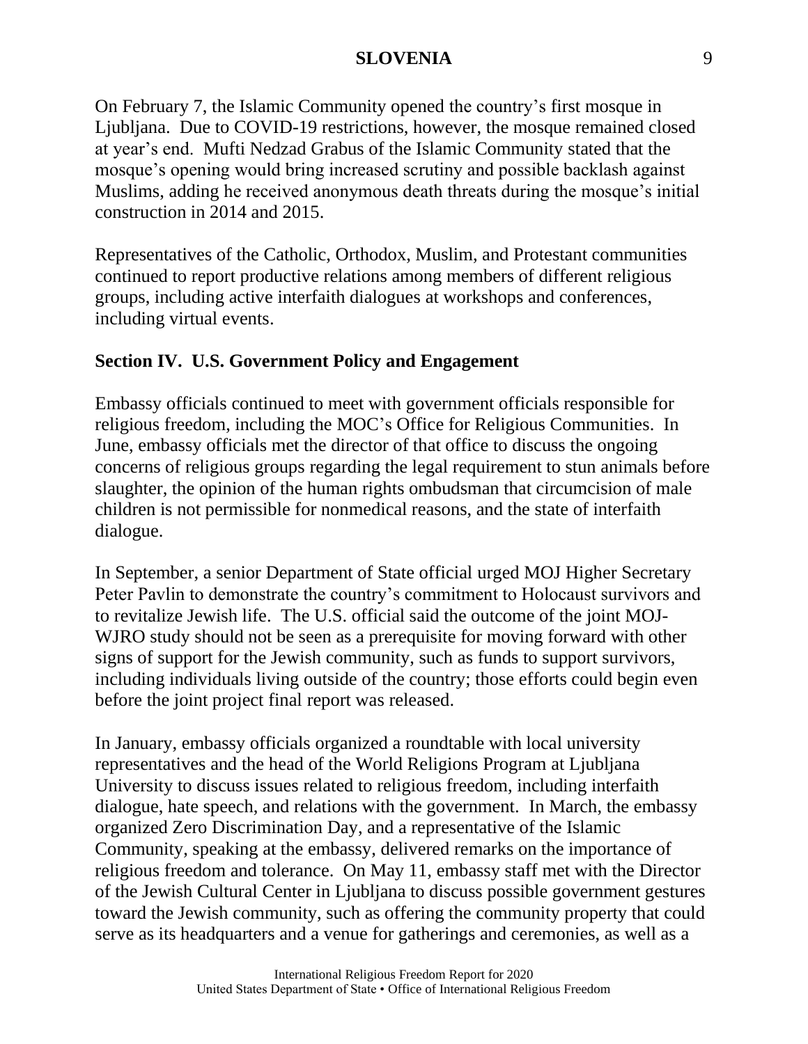On February 7, the Islamic Community opened the country's first mosque in Ljubljana. Due to COVID-19 restrictions, however, the mosque remained closed at year's end. Mufti Nedzad Grabus of the Islamic Community stated that the mosque's opening would bring increased scrutiny and possible backlash against Muslims, adding he received anonymous death threats during the mosque's initial construction in 2014 and 2015.

Representatives of the Catholic, Orthodox, Muslim, and Protestant communities continued to report productive relations among members of different religious groups, including active interfaith dialogues at workshops and conferences, including virtual events.

## Section IV. U.S. Government Policy and Engagement

Embassy officials continued to meet with government officials responsible for religious freedom, including the MOC's Office for Religious Communities. In June, embassy officials met the director of that office to discuss the ongoing concerns of religious groups regarding the legal requirement to stun animals before slaughter, the opinion of the human rights ombudsman that circumcision of male children is not permissible for nonmedical reasons, and the state of interfaith dialogue.

In September, a senior Department of State official urged MOJ Higher Secretary Peter Pavlin to demonstrate the country's commitment to Holocaust survivors and to revitalize Jewish life. The U.S. official said the outcome of the joint MOJ-WJRO study should not be seen as a prerequisite for moving forward with other signs of support for the Jewish community, such as funds to support survivors, including individuals living outside of the country; those efforts could begin even before the joint project final report was released.

In January, embassy officials organized a roundtable with local university representatives and the head of the World Religions Program at Ljubljana University to discuss issues related to religious freedom, including interfaith dialogue, hate speech, and relations with the government. In March, the embassy organized Zero Discrimination Day, and a representative of the Islamic Community, speaking at the embassy, delivered remarks on the importance of religious freedom and tolerance. On May 11, embassy staff met with the Director of the Jewish Cultural Center in Ljubljana to discuss possible government gestures toward the Jewish community, such as offering the community property that could serve as its headquarters and a venue for gatherings and ceremonies, as well as a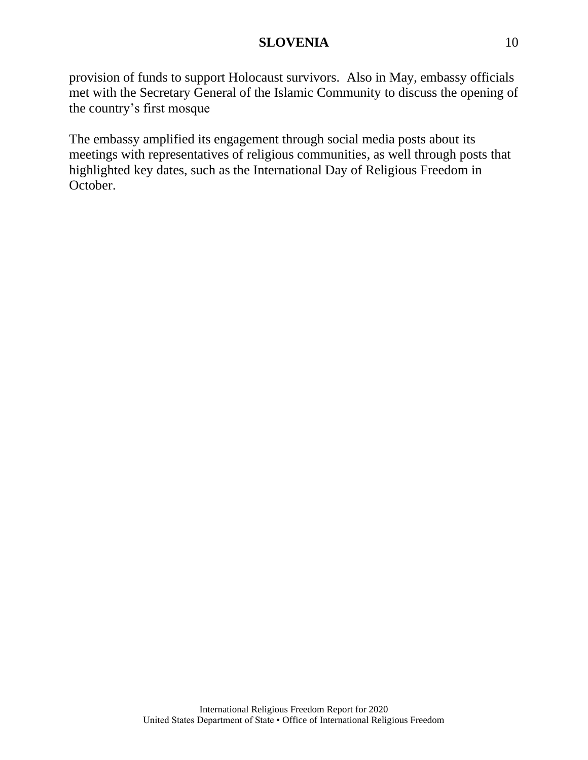provision of funds to support Holocaust survivors. Also in May, embassy officials met with the Secretary General of the Islamic Community to discuss the opening of the country's first mosque

The embassy amplified its engagement through social media posts about its meetings with representatives of religious communities, as well through posts that highlighted key dates, such as the International Day of Religious Freedom in October.